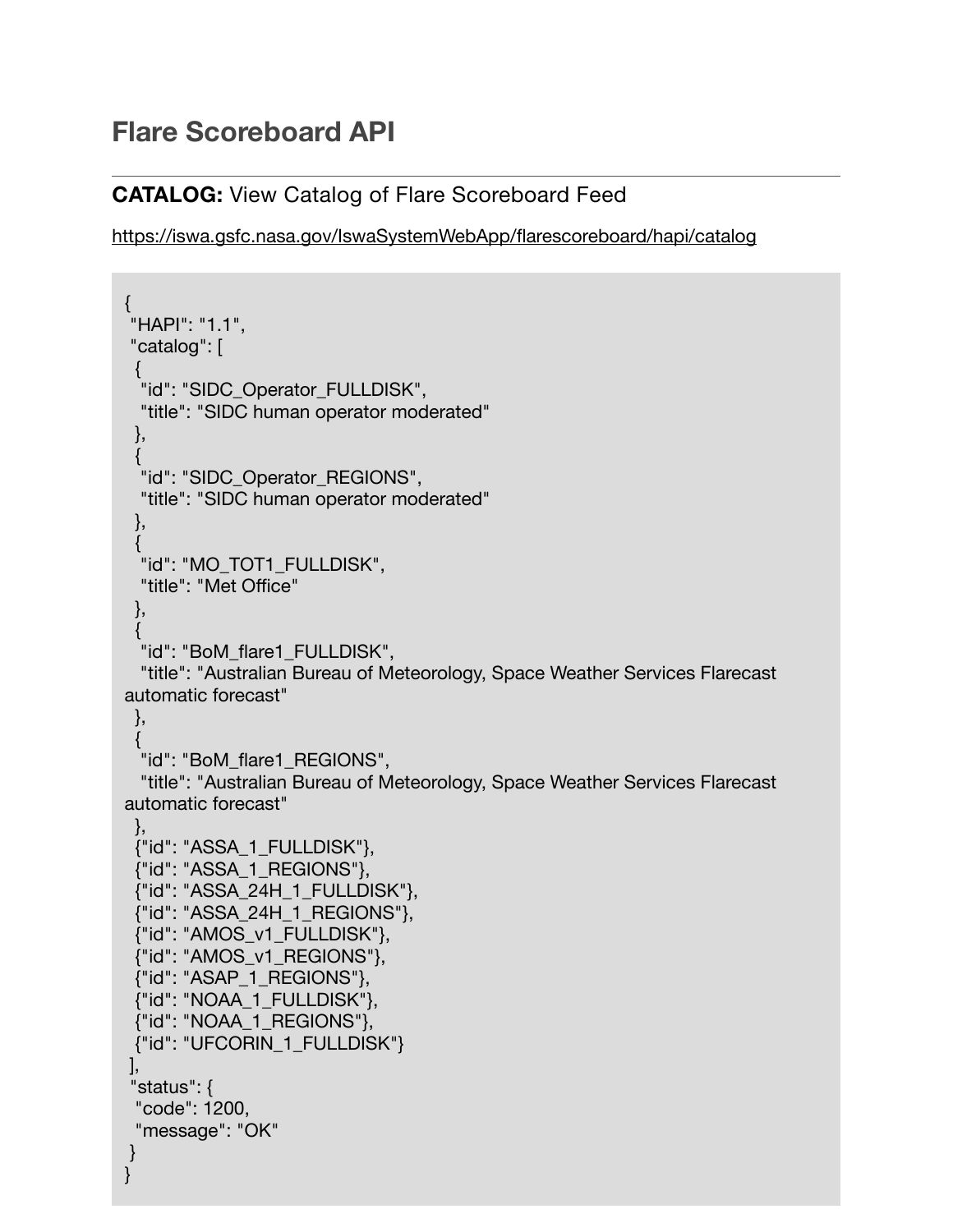# Flare Scoreboard API

---

**CATALOG:** View Catalog of Flare Scoreboard Feed

https://iswa.gsfc.nasa.gov/IswaSystemWebApp/flarescoreboard/hapi/catalog

```
{
 "HAPI": "1.1",
 "catalog": [
  {
   "id": "SIDC_Operator_FULLDISK",
   "title": "SIDC human operator moderated"
  },
  {
   "id": "SIDC_Operator_REGIONS",
   "title": "SIDC human operator moderated"
  },
  {
   "id": "MO_TOT1_FULLDISK",
   "title": "Met Office"
  },
  {
   "id": "BoM_flare1_FULLDISK",
   "title": "Australian Bureau of Meteorology, Space Weather Services Flarecast
automatic forecast"
  },
  {
   "id": "BoM_flare1_REGIONS",
   "title": "Australian Bureau of Meteorology, Space Weather Services Flarecast
automatic forecast"
  },
  {"id": "ASSA_1_FULLDISK"},
  {"id": "ASSA_1_REGIONS"},
  {"id": "ASSA_24H_1_FULLDISK"},
  {"id": "ASSA_24H_1_REGIONS"},
  {"id": "AMOS_v1_FULLDISK"},
  {"id": "AMOS_v1_REGIONS"},
  {"id": "ASAP_1_REGIONS"},
  {"id": "NOAA_1_FULLDISK"},
  {"id": "NOAA_1_REGIONS"},
  {"id": "UFCORIN_1_FULLDISK"}
 ],
 "status": {
  "code": 1200,
  "message": "OK"
 }
}
```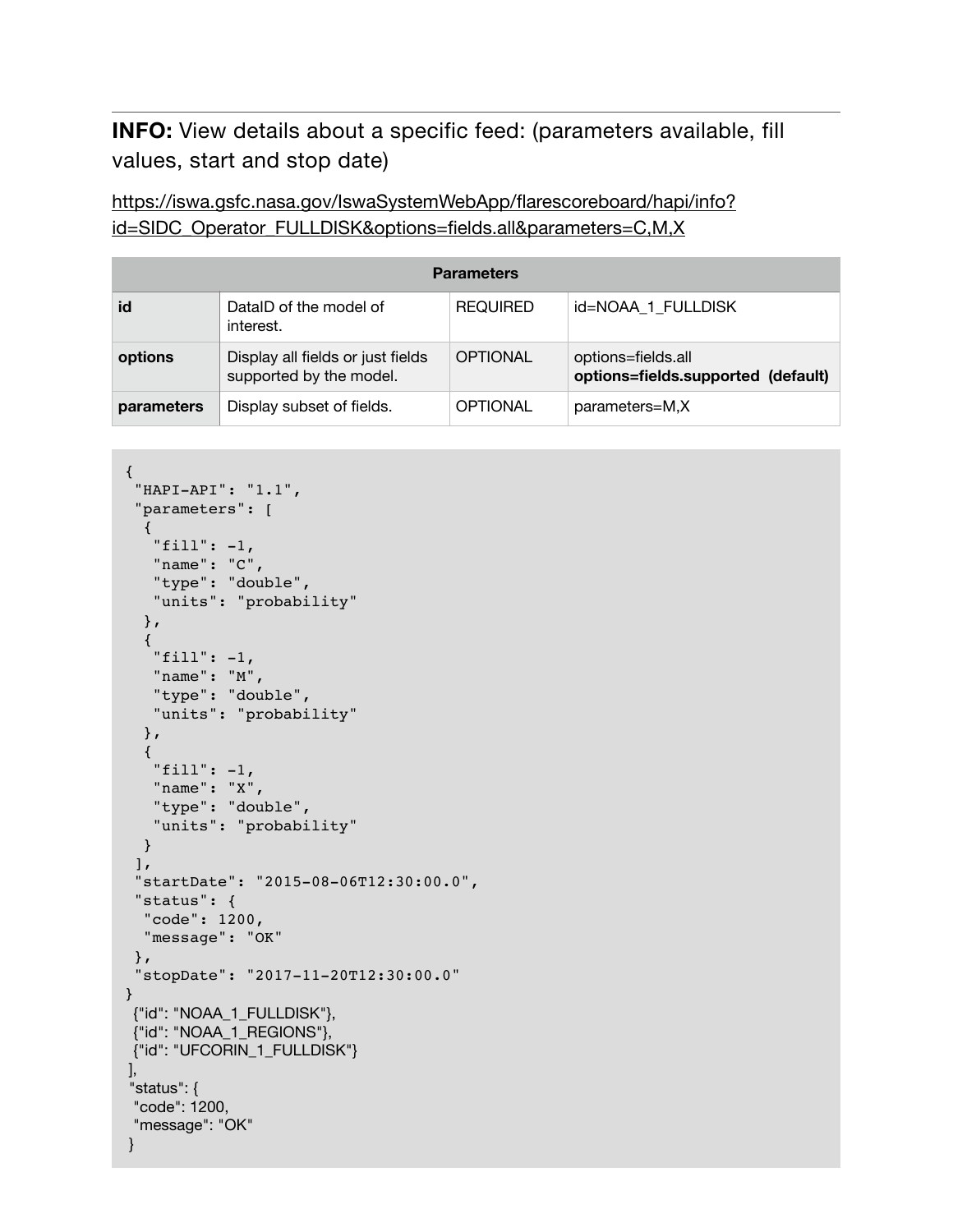**INFO:** View details about a specific feed: (parameters available, fill values, start and stop date)

https://iswa.gsfc.nasa.gov/IswaSystemWebApp/flarescoreboard/hapi/info?id=SIDC_Operator_FULLDISK&options=fields.all&parameters=C,M,X

| Parameters | | | |
|---|---|---|---|
| **id** | DataID of the model of interest. | REQUIRED | id=NOAA_1_FULLDISK |
| **options** | Display all fields or just fields supported by the model. | OPTIONAL | options=fields.all<br>**options=fields.supported (default)** |
| **parameters** | Display subset of fields. | OPTIONAL | parameters=M,X |

```
{
 "HAPI-API": "1.1",
 "parameters": [
  {
   "fill": -1,
   "name": "C",
   "type": "double",
   "units": "probability"
  },
  {
   "fill": -1,
   "name": "M",
   "type": "double",
   "units": "probability"
  },
  {
   "fill": -1,
   "name": "X",
   "type": "double",
   "units": "probability"
  }
 ],
 "startDate": "2015-08-06T12:30:00.0",
 "status": {
  "code": 1200,
  "message": "OK"
 },
 "stopDate": "2017-11-20T12:30:00.0"
}
 {"id": "NOAA_1_FULLDISK"},
 {"id": "NOAA_1_REGIONS"},
 {"id": "UFCORIN_1_FULLDISK"}
],
"status": {
 "code": 1200,
 "message": "OK"
}
```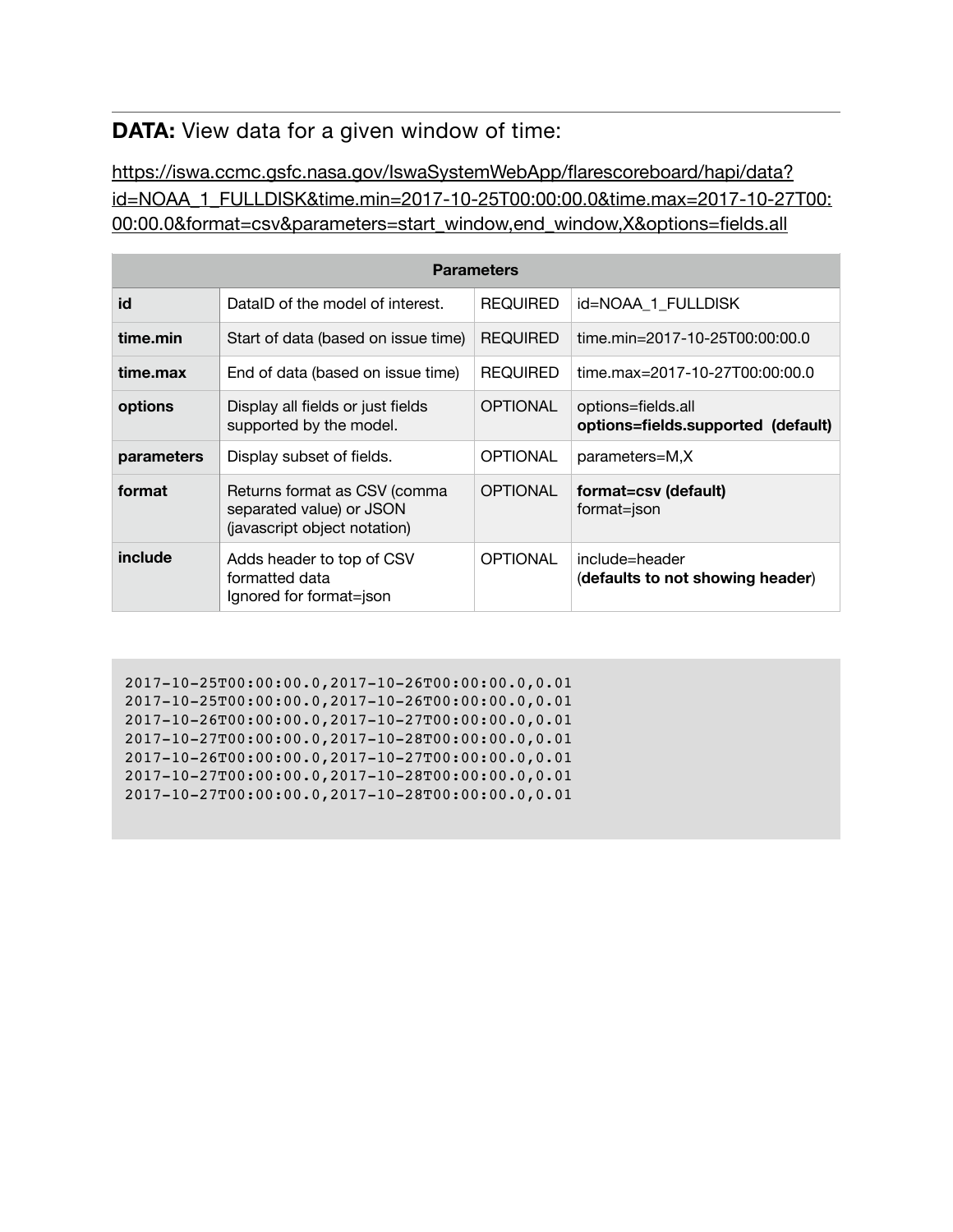**DATA:** View data for a given window of time:

https://iswa.ccmc.gsfc.nasa.gov/IswaSystemWebApp/flarescoreboard/hapi/data?id=NOAA_1_FULLDISK&time.min=2017-10-25T00:00:00.0&time.max=2017-10-27T00:00:00.0&format=csv&parameters=start_window,end_window,X&options=fields.all

| Parameters | | | |
|---|---|---|---|
| **id** | DataID of the model of interest. | REQUIRED | id=NOAA_1_FULLDISK |
| **time.min** | Start of data (based on issue time) | REQUIRED | time.min=2017-10-25T00:00:00.0 |
| **time.max** | End of data (based on issue time) | REQUIRED | time.max=2017-10-27T00:00:00.0 |
| **options** | Display all fields or just fields supported by the model. | OPTIONAL | options=fields.all<br>**options=fields.supported (default)** |
| **parameters** | Display subset of fields. | OPTIONAL | parameters=M,X |
| **format** | Returns format as CSV (comma separated value) or JSON (javascript object notation) | OPTIONAL | **format=csv (default)**<br>format=json |
| **include** | Adds header to top of CSV formatted data<br>Ignored for format=json | OPTIONAL | include=header<br>(**defaults to not showing header**) |

```
2017-10-25T00:00:00.0,2017-10-26T00:00:00.0,0.01
2017-10-25T00:00:00.0,2017-10-26T00:00:00.0,0.01
2017-10-26T00:00:00.0,2017-10-27T00:00:00.0,0.01
2017-10-27T00:00:00.0,2017-10-28T00:00:00.0,0.01
2017-10-26T00:00:00.0,2017-10-27T00:00:00.0,0.01
2017-10-27T00:00:00.0,2017-10-28T00:00:00.0,0.01
2017-10-27T00:00:00.0,2017-10-28T00:00:00.0,0.01
```